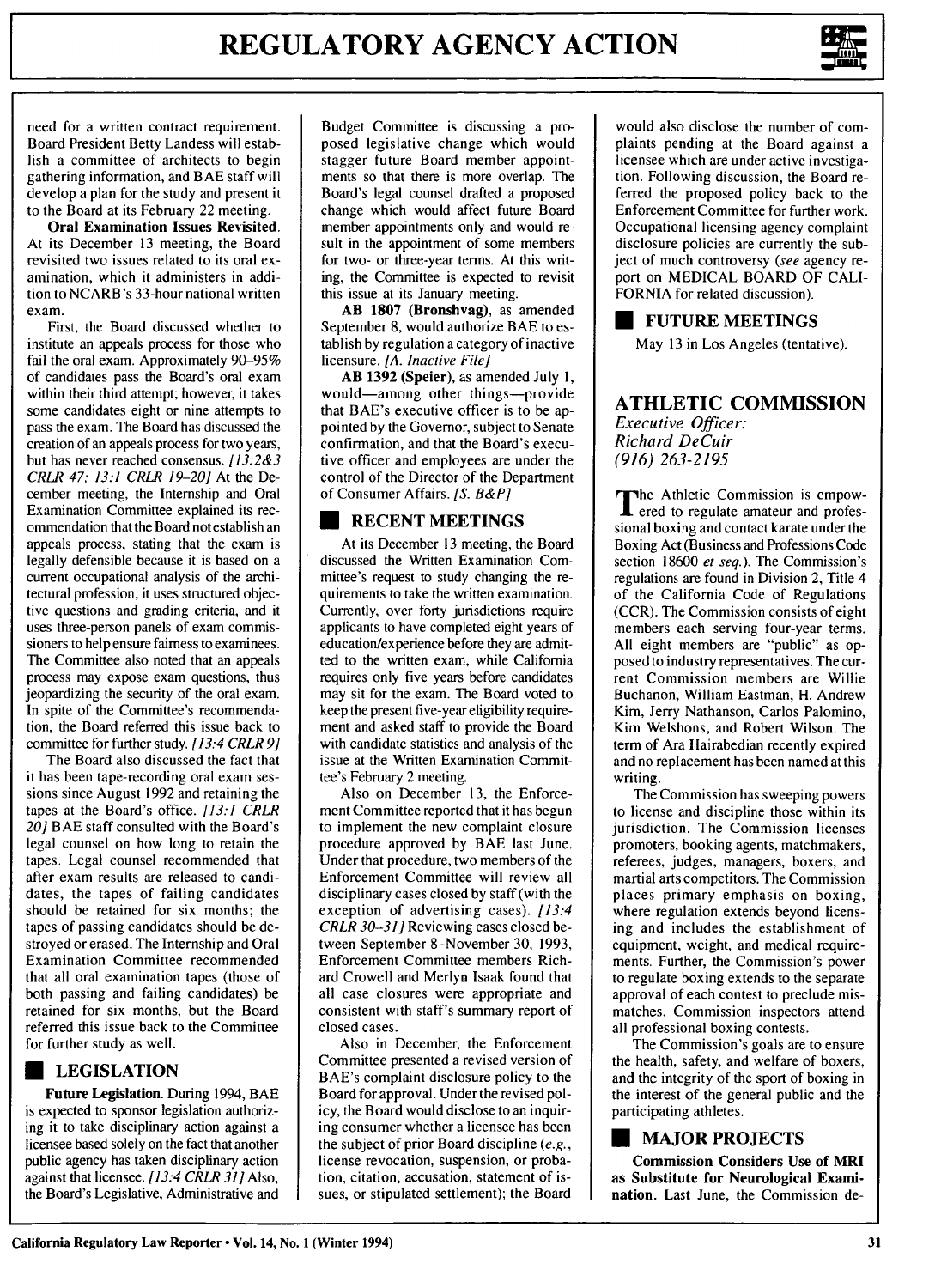need for a written contract requirement. Board President Betty Landess will establish a committee of architects to begin gathering information, and BAE staff will develop a plan for the study and present it to the Board at its February 22 meeting.

**Oral Examination Issues Revisited.** At its December 13 meeting, the Board revisited two issues related to its oral examination, which it administers in addition to NCARB's 33-hour national written exam.

First, the Board discussed whether to institute an appeals process for those who fail the oral exam. Approximately 90–95% of candidates pass the Board's oral exam within their third attempt; however, it takes some candidates eight or nine attempts to pass the exam. The Board has discussed the creation of an appeals process for two years, but has never reached consensus. *[13:2&3 CRLR 47; 13:1 CRLR 19–20]* At the December meeting, the Internship and Oral Examination Committee explained its recommendation that the Board not establish an appeals process, stating that the exam is legally defensible because it is based on a current occupational analysis of the architectural profession, it uses structured objective questions and grading criteria, and it uses three-person panels of exam commissioners to help ensure fairness to examinees. The Committee also noted that an appeals process may expose exam questions, thus jeopardizing the security of the oral exam. In spite of the Committee's recommendation, the Board referred this issue back to committee for further study. *[13:4 CRLR 9]*

The Board also discussed the fact that it has been tape-recording oral exam sessions since August 1992 and retaining the tapes at the Board's office. *[13:1 CRLR 20]* BAE staff consulted with the Board's legal counsel on how long to retain the tapes. Legal counsel recommended that after exam results are released to candidates, the tapes of failing candidates should be retained for six months; the tapes of passing candidates should be destroyed or erased. The Internship and Oral Examination Committee recommended that all oral examination tapes (those of both passing and failing candidates) be retained for six months, but the Board referred this issue back to the Committee for further study as well.

## LEGISLATION

**Future Legislation.** During 1994, BAE is expected to sponsor legislation authorizing it to take disciplinary action against a licensee based solely on the fact that another public agency has taken disciplinary action against that licensee. *[13:4 CRLR 31]* Also, the Board's Legislative, Administrative and Budget Committee is discussing a proposed legislative change which would stagger future Board member appointments so that there is more overlap. The Board's legal counsel drafted a proposed change which would affect future Board member appointments only and would result in the appointment of some members for two- or three-year terms. At this writing, the Committee is expected to revisit this issue at its January meeting.

**AB 1807 (Bronshvag)**, as amended September 8, would authorize BAE to establish by regulation a category of inactive licensure. *[A. Inactive File]*

**AB 1392 (Speier)**, as amended July 1, would—among other things—provide that BAE's executive officer is to be appointed by the Governor, subject to Senate confirmation, and that the Board's executive officer and employees are under the control of the Director of the Department of Consumer Affairs. *[S. B&P]*

## RECENT MEETINGS

At its December 13 meeting, the Board discussed the Written Examination Committee's request to study changing the requirements to take the written examination. Currently, over forty jurisdictions require applicants to have completed eight years of education/experience before they are admitted to the written exam, while California requires only five years before candidates may sit for the exam. The Board voted to keep the present five-year eligibility requirement and asked staff to provide the Board with candidate statistics and analysis of the issue at the Written Examination Committee's February 2 meeting.

Also on December 13, the Enforcement Committee reported that it has begun to implement the new complaint closure procedure approved by BAE last June. Under that procedure, two members of the Enforcement Committee will review all disciplinary cases closed by staff (with the exception of advertising cases). *[13:4 CRLR 30–31]* Reviewing cases closed between September 8–November 30, 1993, Enforcement Committee members Richard Crowell and Merlyn Isaak found that all case closures were appropriate and consistent with staff's summary report of closed cases.

Also in December, the Enforcement Committee presented a revised version of BAE's complaint disclosure policy to the Board for approval. Under the revised policy, the Board would disclose to an inquiring consumer whether a licensee has been the subject of prior Board discipline (*e.g.*, license revocation, suspension, or probation, citation, accusation, statement of issues, or stipulated settlement); the Board would also disclose the number of complaints pending at the Board against a licensee which are under active investigation. Following discussion, the Board referred the proposed policy back to the Enforcement Committee for further work. Occupational licensing agency complaint disclosure policies are currently the subject of much controversy (*see* agency report on MEDICAL BOARD OF CALIFORNIA for related discussion).

## FUTURE MEETINGS

May 13 in Los Angeles (tentative).

# ATHLETIC COMMISSION

*Executive Officer:*
*Richard DeCuir*
*(916) 263-2195*

The Athletic Commission is empowered to regulate amateur and professional boxing and contact karate under the Boxing Act (Business and Professions Code section 18600 *et seq.*). The Commission's regulations are found in Division 2, Title 4 of the California Code of Regulations (CCR). The Commission consists of eight members each serving four-year terms. All eight members are "public" as opposed to industry representatives. The current Commission members are Willie Buchanon, William Eastman, H. Andrew Kim, Jerry Nathanson, Carlos Palomino, Kim Welshons, and Robert Wilson. The term of Ara Hairabedian recently expired and no replacement has been named at this writing.

The Commission has sweeping powers to license and discipline those within its jurisdiction. The Commission licenses promoters, booking agents, matchmakers, referees, judges, managers, boxers, and martial arts competitors. The Commission places primary emphasis on boxing, where regulation extends beyond licensing and includes the establishment of equipment, weight, and medical requirements. Further, the Commission's power to regulate boxing extends to the separate approval of each contest to preclude mismatches. Commission inspectors attend all professional boxing contests.

The Commission's goals are to ensure the health, safety, and welfare of boxers, and the integrity of the sport of boxing in the interest of the general public and the participating athletes.

## MAJOR PROJECTS

**Commission Considers Use of MRI as Substitute for Neurological Examination.** Last June, the Commission de-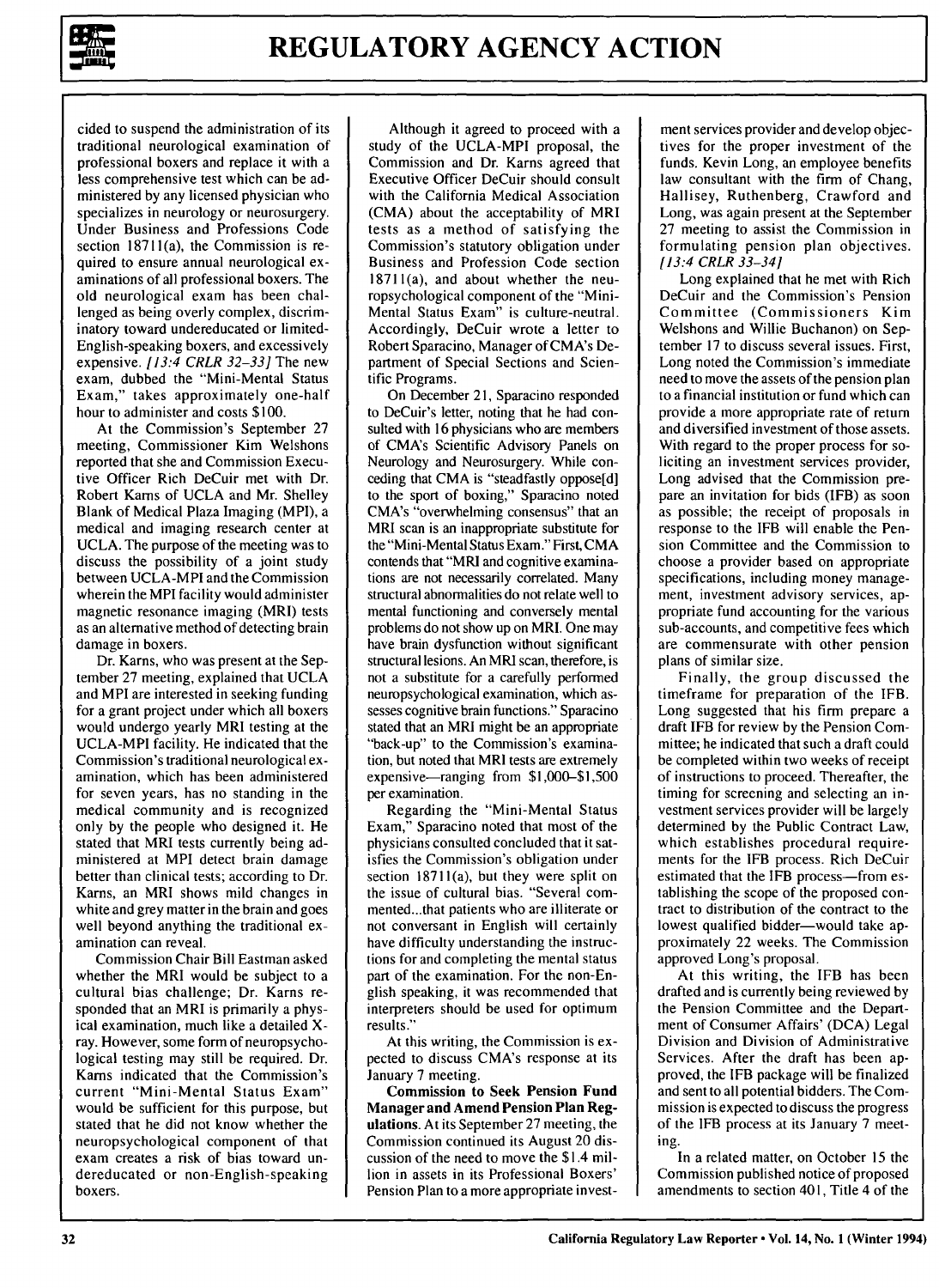cided to suspend the administration of its traditional neurological examination of professional boxers and replace it with a less comprehensive test which can be administered by any licensed physician who specializes in neurology or neurosurgery. Under Business and Professions Code section 18711(a), the Commission is required to ensure annual neurological examinations of all professional boxers. The old neurological exam has been challenged as being overly complex, discriminatory toward undereducated or limited-English-speaking boxers, and excessively expensive. *[13:4 CRLR 32–33]* The new exam, dubbed the "Mini-Mental Status Exam," takes approximately one-half hour to administer and costs $100.

At the Commission's September 27 meeting, Commissioner Kim Welshons reported that she and Commission Executive Officer Rich DeCuir met with Dr. Robert Karns of UCLA and Mr. Shelley Blank of Medical Plaza Imaging (MPI), a medical and imaging research center at UCLA. The purpose of the meeting was to discuss the possibility of a joint study between UCLA-MPI and the Commission wherein the MPI facility would administer magnetic resonance imaging (MRI) tests as an alternative method of detecting brain damage in boxers.

Dr. Karns, who was present at the September 27 meeting, explained that UCLA and MPI are interested in seeking funding for a grant project under which all boxers would undergo yearly MRI testing at the UCLA-MPI facility. He indicated that the Commission's traditional neurological examination, which has been administered for seven years, has no standing in the medical community and is recognized only by the people who designed it. He stated that MRI tests currently being administered at MPI detect brain damage better than clinical tests; according to Dr. Karns, an MRI shows mild changes in white and grey matter in the brain and goes well beyond anything the traditional examination can reveal.

Commission Chair Bill Eastman asked whether the MRI would be subject to a cultural bias challenge; Dr. Karns responded that an MRI is primarily a physical examination, much like a detailed X-ray. However, some form of neuropsychological testing may still be required. Dr. Karns indicated that the Commission's current "Mini-Mental Status Exam" would be sufficient for this purpose, but stated that he did not know whether the neuropsychological component of that exam creates a risk of bias toward undereducated or non-English-speaking boxers.

Although it agreed to proceed with a study of the UCLA-MPI proposal, the Commission and Dr. Karns agreed that Executive Officer DeCuir should consult with the California Medical Association (CMA) about the acceptability of MRI tests as a method of satisfying the Commission's statutory obligation under Business and Profession Code section 18711(a), and about whether the neuropsychological component of the "Mini-Mental Status Exam" is culture-neutral. Accordingly, DeCuir wrote a letter to Robert Sparacino, Manager of CMA's Department of Special Sections and Scientific Programs.

On December 21, Sparacino responded to DeCuir's letter, noting that he had consulted with 16 physicians who are members of CMA's Scientific Advisory Panels on Neurology and Neurosurgery. While conceding that CMA is "steadfastly oppose[d] to the sport of boxing," Sparacino noted CMA's "overwhelming consensus" that an MRI scan is an inappropriate substitute for the "Mini-Mental Status Exam." First, CMA contends that "MRI and cognitive examinations are not necessarily correlated. Many structural abnormalities do not relate well to mental functioning and conversely mental problems do not show up on MRI. One may have brain dysfunction without significant structural lesions. An MRI scan, therefore, is not a substitute for a carefully performed neuropsychological examination, which assesses cognitive brain functions." Sparacino stated that an MRI might be an appropriate "back-up" to the Commission's examination, but noted that MRI tests are extremely expensive—ranging from $1,000–$1,500 per examination.

Regarding the "Mini-Mental Status Exam," Sparacino noted that most of the physicians consulted concluded that it satisfies the Commission's obligation under section 18711(a), but they were split on the issue of cultural bias. "Several commented...that patients who are illiterate or not conversant in English will certainly have difficulty understanding the instructions for and completing the mental status part of the examination. For the non-English speaking, it was recommended that interpreters should be used for optimum results."

At this writing, the Commission is expected to discuss CMA's response at its January 7 meeting.

**Commission to Seek Pension Fund Manager and Amend Pension Plan Regulations.** At its September 27 meeting, the Commission continued its August 20 discussion of the need to move the $1.4 million in assets in its Professional Boxers' Pension Plan to a more appropriate investment services provider and develop objectives for the proper investment of the funds. Kevin Long, an employee benefits law consultant with the firm of Chang, Hallisey, Ruthenberg, Crawford and Long, was again present at the September 27 meeting to assist the Commission in formulating pension plan objectives. *[13:4 CRLR 33–34]*

Long explained that he met with Rich DeCuir and the Commission's Pension Committee (Commissioners Kim Welshons and Willie Buchanon) on September 17 to discuss several issues. First, Long noted the Commission's immediate need to move the assets of the pension plan to a financial institution or fund which can provide a more appropriate rate of return and diversified investment of those assets. With regard to the proper process for soliciting an investment services provider, Long advised that the Commission prepare an invitation for bids (IFB) as soon as possible; the receipt of proposals in response to the IFB will enable the Pension Committee and the Commission to choose a provider based on appropriate specifications, including money management, investment advisory services, appropriate fund accounting for the various sub-accounts, and competitive fees which are commensurate with other pension plans of similar size.

Finally, the group discussed the timeframe for preparation of the IFB. Long suggested that his firm prepare a draft IFB for review by the Pension Committee; he indicated that such a draft could be completed within two weeks of receipt of instructions to proceed. Thereafter, the timing for screening and selecting an investment services provider will be largely determined by the Public Contract Law, which establishes procedural requirements for the IFB process. Rich DeCuir estimated that the IFB process—from establishing the scope of the proposed contract to distribution of the contract to the lowest qualified bidder—would take approximately 22 weeks. The Commission approved Long's proposal.

At this writing, the IFB has been drafted and is currently being reviewed by the Pension Committee and the Department of Consumer Affairs' (DCA) Legal Division and Division of Administrative Services. After the draft has been approved, the IFB package will be finalized and sent to all potential bidders. The Commission is expected to discuss the progress of the IFB process at its January 7 meeting.

In a related matter, on October 15 the Commission published notice of proposed amendments to section 401, Title 4 of the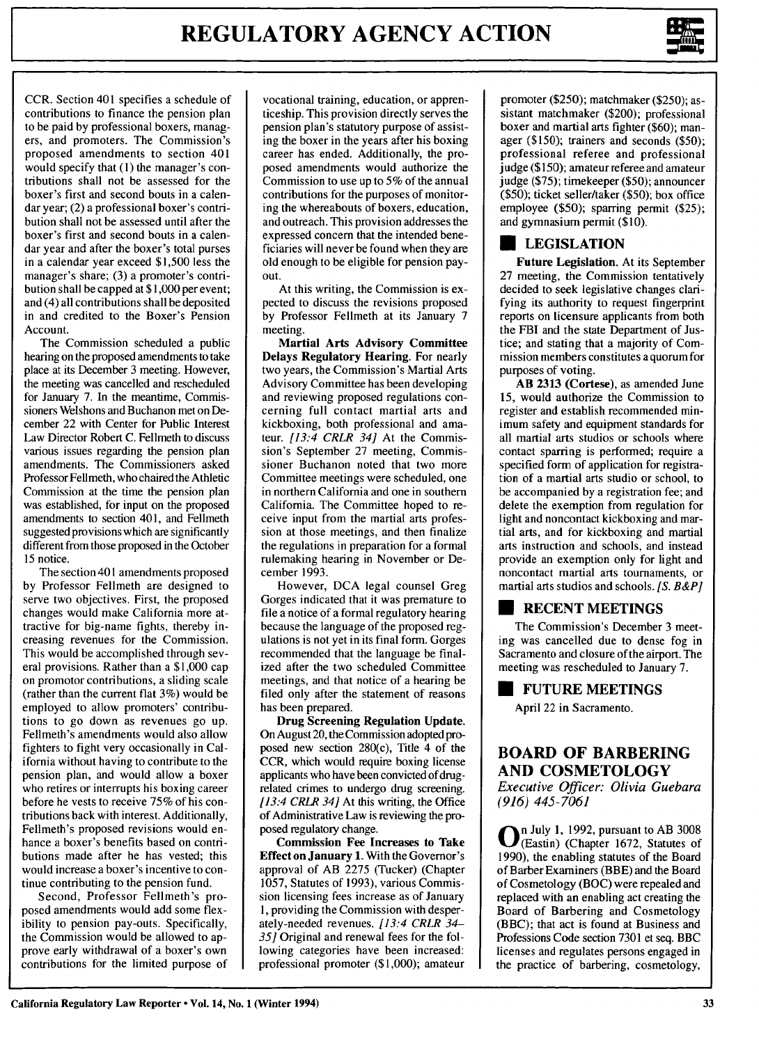CCR. Section 401 specifies a schedule of contributions to finance the pension plan to be paid by professional boxers, managers, and promoters. The Commission's proposed amendments to section 401 would specify that (1) the manager's contributions shall not be assessed for the boxer's first and second bouts in a calendar year; (2) a professional boxer's contribution shall not be assessed until after the boxer's first and second bouts in a calendar year and after the boxer's total purses in a calendar year exceed $1,500 less the manager's share; (3) a promoter's contribution shall be capped at $1,000 per event; and (4) all contributions shall be deposited in and credited to the Boxer's Pension Account.

The Commission scheduled a public hearing on the proposed amendments to take place at its December 3 meeting. However, the meeting was cancelled and rescheduled for January 7. In the meantime, Commissioners Welshons and Buchanon met on December 22 with Center for Public Interest Law Director Robert C. Fellmeth to discuss various issues regarding the pension plan amendments. The Commissioners asked Professor Fellmeth, who chaired the Athletic Commission at the time the pension plan was established, for input on the proposed amendments to section 401, and Fellmeth suggested provisions which are significantly different from those proposed in the October 15 notice.

The section 401 amendments proposed by Professor Fellmeth are designed to serve two objectives. First, the proposed changes would make California more attractive for big-name fights, thereby increasing revenues for the Commission. This would be accomplished through several provisions. Rather than a $1,000 cap on promotor contributions, a sliding scale (rather than the current flat 3%) would be employed to allow promoters' contributions to go down as revenues go up. Fellmeth's amendments would also allow fighters to fight very occasionally in California without having to contribute to the pension plan, and would allow a boxer who retires or interrupts his boxing career before he vests to receive 75% of his contributions back with interest. Additionally, Fellmeth's proposed revisions would enhance a boxer's benefits based on contributions made after he has vested; this would increase a boxer's incentive to continue contributing to the pension fund.

Second, Professor Fellmeth's proposed amendments would add some flexibility to pension pay-outs. Specifically, the Commission would be allowed to approve early withdrawal of a boxer's own contributions for the limited purpose of vocational training, education, or apprenticeship. This provision directly serves the pension plan's statutory purpose of assisting the boxer in the years after his boxing career has ended. Additionally, the proposed amendments would authorize the Commission to use up to 5% of the annual contributions for the purposes of monitoring the whereabouts of boxers, education, and outreach. This provision addresses the expressed concern that the intended beneficiaries will never be found when they are old enough to be eligible for pension payout.

At this writing, the Commission is expected to discuss the revisions proposed by Professor Fellmeth at its January 7 meeting.

**Martial Arts Advisory Committee Delays Regulatory Hearing.** For nearly two years, the Commission's Martial Arts Advisory Committee has been developing and reviewing proposed regulations concerning full contact martial arts and kickboxing, both professional and amateur. *[13:4 CRLR 34]* At the Commission's September 27 meeting, Commissioner Buchanon noted that two more Committee meetings were scheduled, one in northern California and one in southern California. The Committee hoped to receive input from the martial arts profession at those meetings, and then finalize the regulations in preparation for a formal rulemaking hearing in November or December 1993.

However, DCA legal counsel Greg Gorges indicated that it was premature to file a notice of a formal regulatory hearing because the language of the proposed regulations is not yet in its final form. Gorges recommended that the language be finalized after the two scheduled Committee meetings, and that notice of a hearing be filed only after the statement of reasons has been prepared.

**Drug Screening Regulation Update.** On August 20, the Commission adopted proposed new section 280(c), Title 4 of the CCR, which would require boxing license applicants who have been convicted of drug-related crimes to undergo drug screening. *[13:4 CRLR 34]* At this writing, the Office of Administrative Law is reviewing the proposed regulatory change.

**Commission Fee Increases to Take Effect on January 1.** With the Governor's approval of AB 2275 (Tucker) (Chapter 1057, Statutes of 1993), various Commission licensing fees increase as of January 1, providing the Commission with desperately-needed revenues. *[13:4 CRLR 34–35]* Original and renewal fees for the following categories have been increased: professional promoter ($1,000); amateur promoter ($250); matchmaker ($250); assistant matchmaker ($200); professional boxer and martial arts fighter ($60); manager ($150); trainers and seconds ($50); professional referee and professional judge ($150); amateur referee and amateur judge ($75); timekeeper ($50); announcer ($50); ticket seller/taker ($50); box office employee ($50); sparring permit ($25); and gymnasium permit ($10).

## LEGISLATION

**Future Legislation.** At its September 27 meeting, the Commission tentatively decided to seek legislative changes clarifying its authority to request fingerprint reports on licensure applicants from both the FBI and the state Department of Justice; and stating that a majority of Commission members constitutes a quorum for purposes of voting.

**AB 2313 (Cortese)**, as amended June 15, would authorize the Commission to register and establish recommended minimum safety and equipment standards for all martial arts studios or schools where contact sparring is performed; require a specified form of application for registration of a martial arts studio or school, to be accompanied by a registration fee; and delete the exemption from regulation for light and noncontact kickboxing and martial arts, and for kickboxing and martial arts instruction and schools, and instead provide an exemption only for light and noncontact martial arts tournaments, or martial arts studios and schools. *[S. B&P]*

## RECENT MEETINGS

The Commission's December 3 meeting was cancelled due to dense fog in Sacramento and closure of the airport. The meeting was rescheduled to January 7.

## FUTURE MEETINGS

April 22 in Sacramento.

# BOARD OF BARBERING AND COSMETOLOGY

*Executive Officer: Olivia Guebara*
*(916) 445-7061*

On July 1, 1992, pursuant to AB 3008 (Eastin) (Chapter 1672, Statutes of 1990), the enabling statutes of the Board of Barber Examiners (BBE) and the Board of Cosmetology (BOC) were repealed and replaced with an enabling act creating the Board of Barbering and Cosmetology (BBC); that act is found at Business and Professions Code section 7301 et seq. BBC licenses and regulates persons engaged in the practice of barbering, cosmetology,